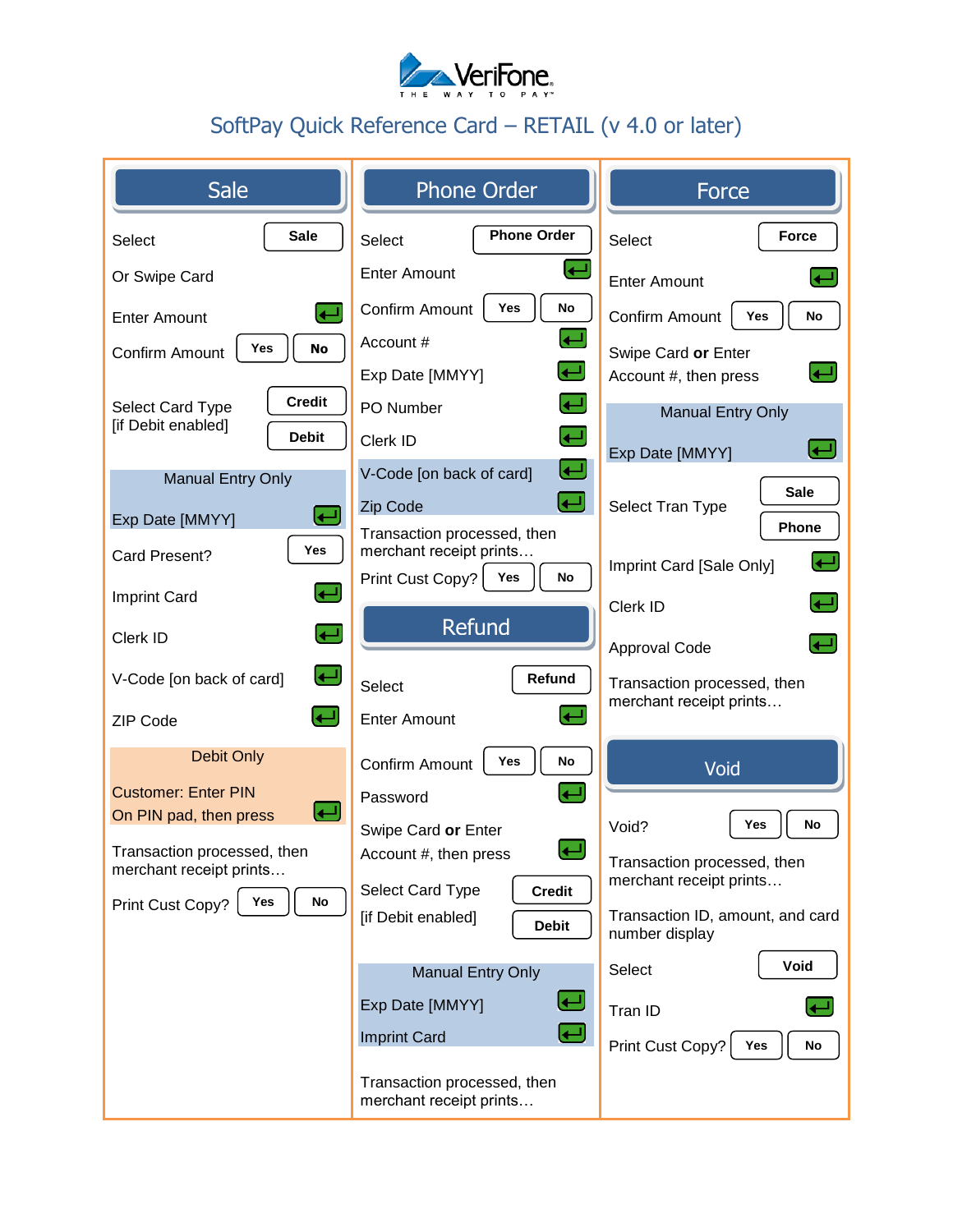VeriFone

THE WAY TO PAY

# SoftPay Quick Reference Card – RETAIL (v 4.0 or later)

## Sale

| Step | Action |
|---|---|
| Select | Sale |
| Or Swipe Card | |
| Enter Amount | ↵ |
| Confirm Amount | Yes / No |
| Select Card Type [if Debit enabled] | Credit / Debit |
| **Manual Entry Only** | |
| Exp Date [MMYY] | ↵ |
| Card Present? | Yes |
| Imprint Card | ↵ |
| Clerk ID | ↵ |
| V-Code [on back of card] | ↵ |
| ZIP Code | ↵ |
| **Debit Only** | |
| Customer: Enter PIN On PIN pad, then press | ↵ |
| Transaction processed, then merchant receipt prints… | |
| Print Cust Copy? | Yes / No |

## Phone Order

| Step | Action |
|---|---|
| Select | Phone Order |
| Enter Amount | ↵ |
| Confirm Amount | Yes / No |
| Account # | ↵ |
| Exp Date [MMYY] | ↵ |
| PO Number | ↵ |
| Clerk ID | ↵ |
| V-Code [on back of card] | ↵ |
| Zip Code | ↵ |
| Transaction processed, then merchant receipt prints… | |
| Print Cust Copy? | Yes / No |

## Refund

| Step | Action |
|---|---|
| Select | Refund |
| Enter Amount | ↵ |
| Confirm Amount | Yes / No |
| Password | ↵ |
| Swipe Card **or** Enter Account #, then press | ↵ |
| Select Card Type [if Debit enabled] | Credit / Debit |
| **Manual Entry Only** | |
| Exp Date [MMYY] | ↵ |
| Imprint Card | ↵ |
| Transaction processed, then merchant receipt prints… | |

## Force

| Step | Action |
|---|---|
| Select | Force |
| Enter Amount | ↵ |
| Confirm Amount | Yes / No |
| Swipe Card **or** Enter Account #, then press | ↵ |
| **Manual Entry Only** | |
| Exp Date [MMYY] | ↵ |
| Select Tran Type | Sale / Phone |
| Imprint Card [Sale Only] | ↵ |
| Clerk ID | ↵ |
| Approval Code | ↵ |
| Transaction processed, then merchant receipt prints… | |

## Void

| Step | Action |
|---|---|
| Void? | Yes / No |
| Transaction processed, then merchant receipt prints… | |
| Transaction ID, amount, and card number display | |
| Select | Void |
| Tran ID | ↵ |
| Print Cust Copy? | Yes / No |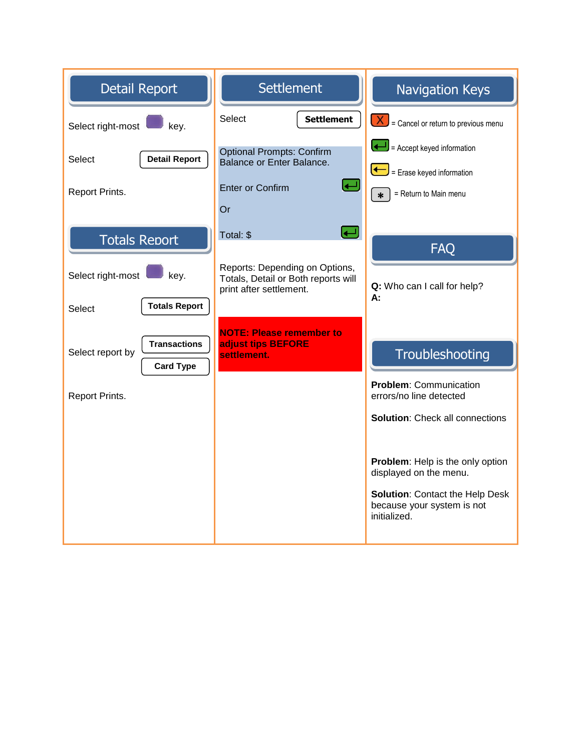## Detail Report

Select right-most key.

Select **Detail Report**

Report Prints.

## Totals Report

Select right-most key.

Select **Totals Report**

Select report by **Transactions** / **Card Type**

Report Prints.

## Settlement

Select **Settlement**

Optional Prompts: Confirm Balance or Enter Balance.

Enter or Confirm

Or

Total: $

Reports: Depending on Options, Totals, Detail or Both reports will print after settlement.

**NOTE: Please remember to adjust tips BEFORE settlement.**

## Navigation Keys

X = Cancel or return to previous menu

= Accept keyed information

= Erase keyed information

* = Return to Main menu

## FAQ

**Q:** Who can I call for help?
**A:**

## Troubleshooting

**Problem**: Communication errors/no line detected

**Solution**: Check all connections

**Problem**: Help is the only option displayed on the menu.

**Solution**: Contact the Help Desk because your system is not initialized.